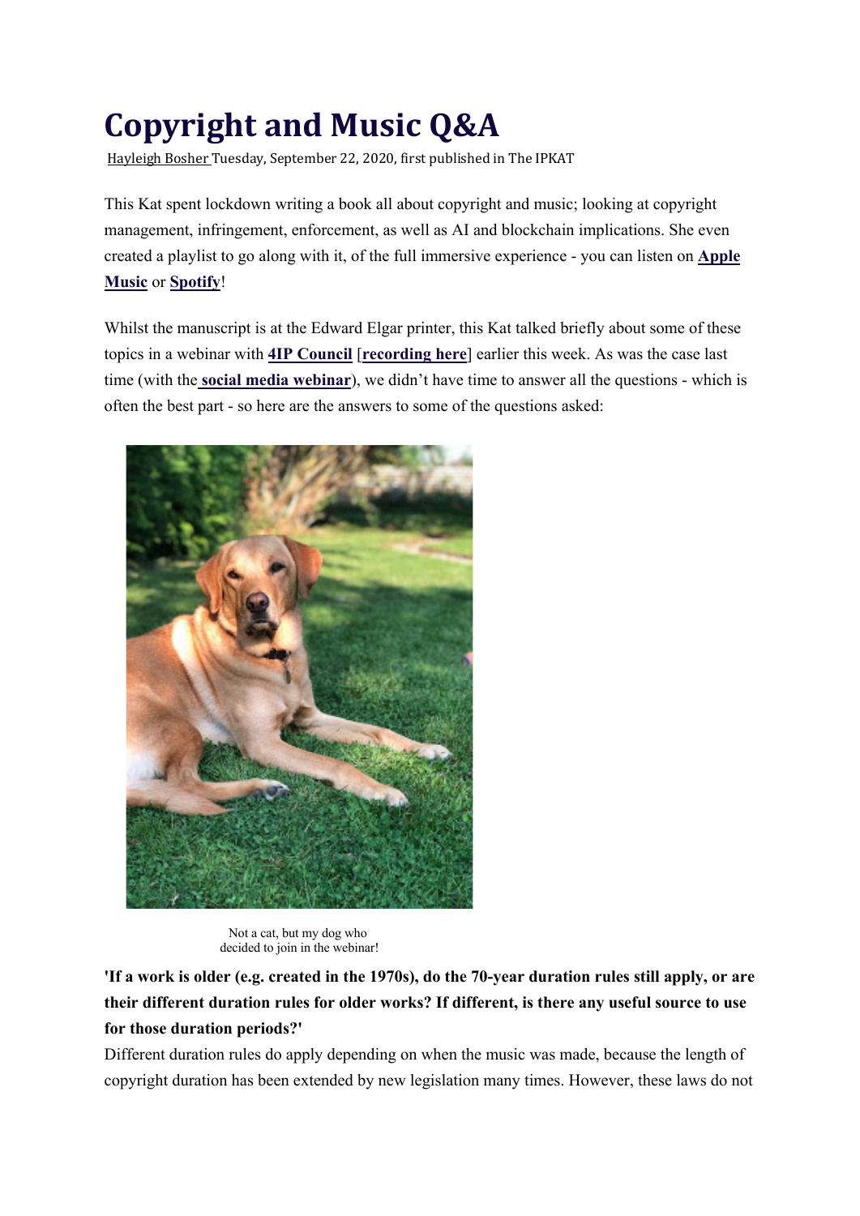# Copyright and Music Q&A

Hayleigh Bosher Tuesday, September 22, 2020, first published in The IPKAT

This Kat spent lockdown writing a book all about copyright and music; looking at copyright management, infringement, enforcement, as well as AI and blockchain implications. She even created a playlist to go along with it, of the full immersive experience - you can listen on **Apple Music** or **Spotify**!

Whilst the manuscript is at the Edward Elgar printer, this Kat talked briefly about some of these topics in a webinar with **4IP Council** [**recording here**] earlier this week. As was the case last time (with the **social media webinar**), we didn't have time to answer all the questions - which is often the best part - so here are the answers to some of the questions asked:

Not a cat, but my dog who decided to join in the webinar!

**'If a work is older (e.g. created in the 1970s), do the 70-year duration rules still apply, or are their different duration rules for older works? If different, is there any useful source to use for those duration periods?'**

Different duration rules do apply depending on when the music was made, because the length of copyright duration has been extended by new legislation many times. However, these laws do not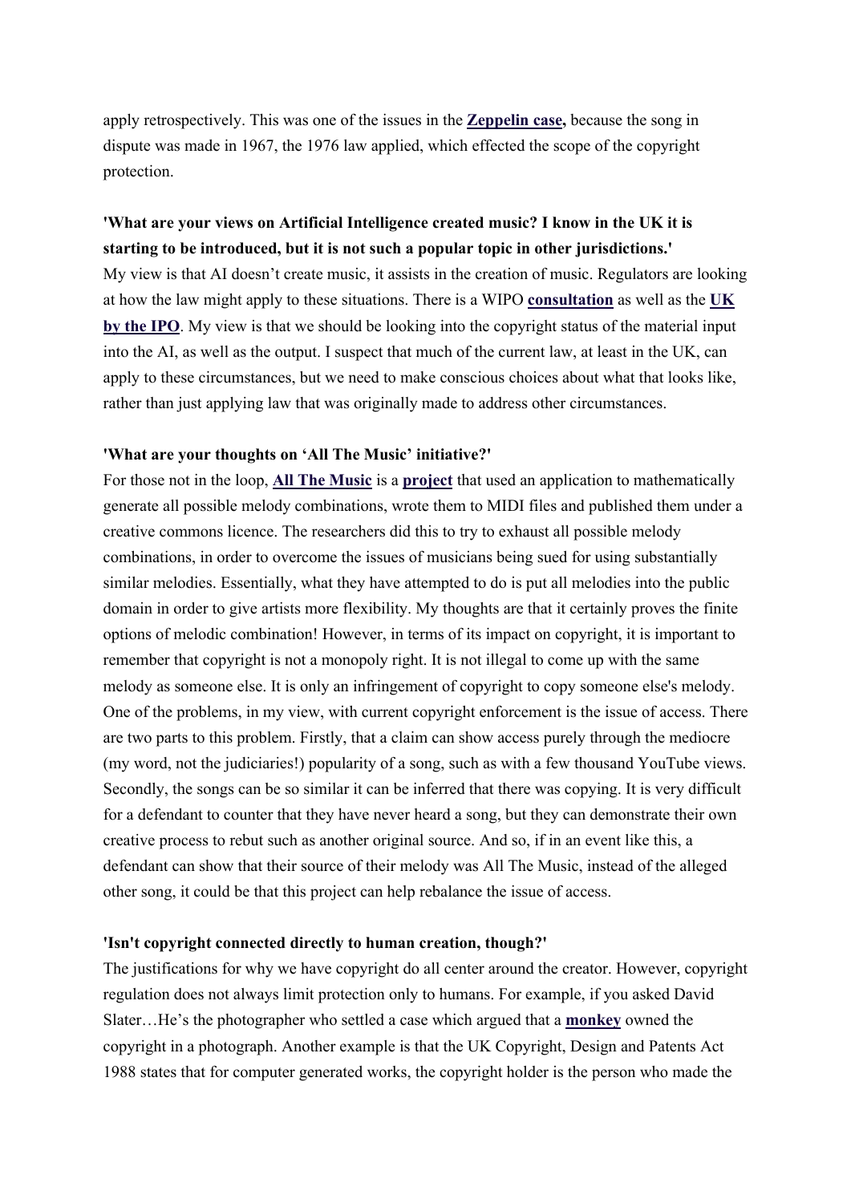apply retrospectively. This was one of the issues in the **Zeppelin case,** because the song in dispute was made in 1967, the 1976 law applied, which effected the scope of the copyright protection.

**'What are your views on Artificial Intelligence created music? I know in the UK it is starting to be introduced, but it is not such a popular topic in other jurisdictions.'**

My view is that AI doesn't create music, it assists in the creation of music. Regulators are looking at how the law might apply to these situations. There is a WIPO **consultation** as well as the **UK by the IPO**. My view is that we should be looking into the copyright status of the material input into the AI, as well as the output. I suspect that much of the current law, at least in the UK, can apply to these circumstances, but we need to make conscious choices about what that looks like, rather than just applying law that was originally made to address other circumstances.

**'What are your thoughts on 'All The Music' initiative?'**

For those not in the loop, **All The Music** is a **project** that used an application to mathematically generate all possible melody combinations, wrote them to MIDI files and published them under a creative commons licence. The researchers did this to try to exhaust all possible melody combinations, in order to overcome the issues of musicians being sued for using substantially similar melodies. Essentially, what they have attempted to do is put all melodies into the public domain in order to give artists more flexibility. My thoughts are that it certainly proves the finite options of melodic combination! However, in terms of its impact on copyright, it is important to remember that copyright is not a monopoly right. It is not illegal to come up with the same melody as someone else. It is only an infringement of copyright to copy someone else's melody. One of the problems, in my view, with current copyright enforcement is the issue of access. There are two parts to this problem. Firstly, that a claim can show access purely through the mediocre (my word, not the judiciaries!) popularity of a song, such as with a few thousand YouTube views. Secondly, the songs can be so similar it can be inferred that there was copying. It is very difficult for a defendant to counter that they have never heard a song, but they can demonstrate their own creative process to rebut such as another original source. And so, if in an event like this, a defendant can show that their source of their melody was All The Music, instead of the alleged other song, it could be that this project can help rebalance the issue of access.

**'Isn't copyright connected directly to human creation, though?'**

The justifications for why we have copyright do all center around the creator. However, copyright regulation does not always limit protection only to humans. For example, if you asked David Slater…He's the photographer who settled a case which argued that a **monkey** owned the copyright in a photograph. Another example is that the UK Copyright, Design and Patents Act 1988 states that for computer generated works, the copyright holder is the person who made the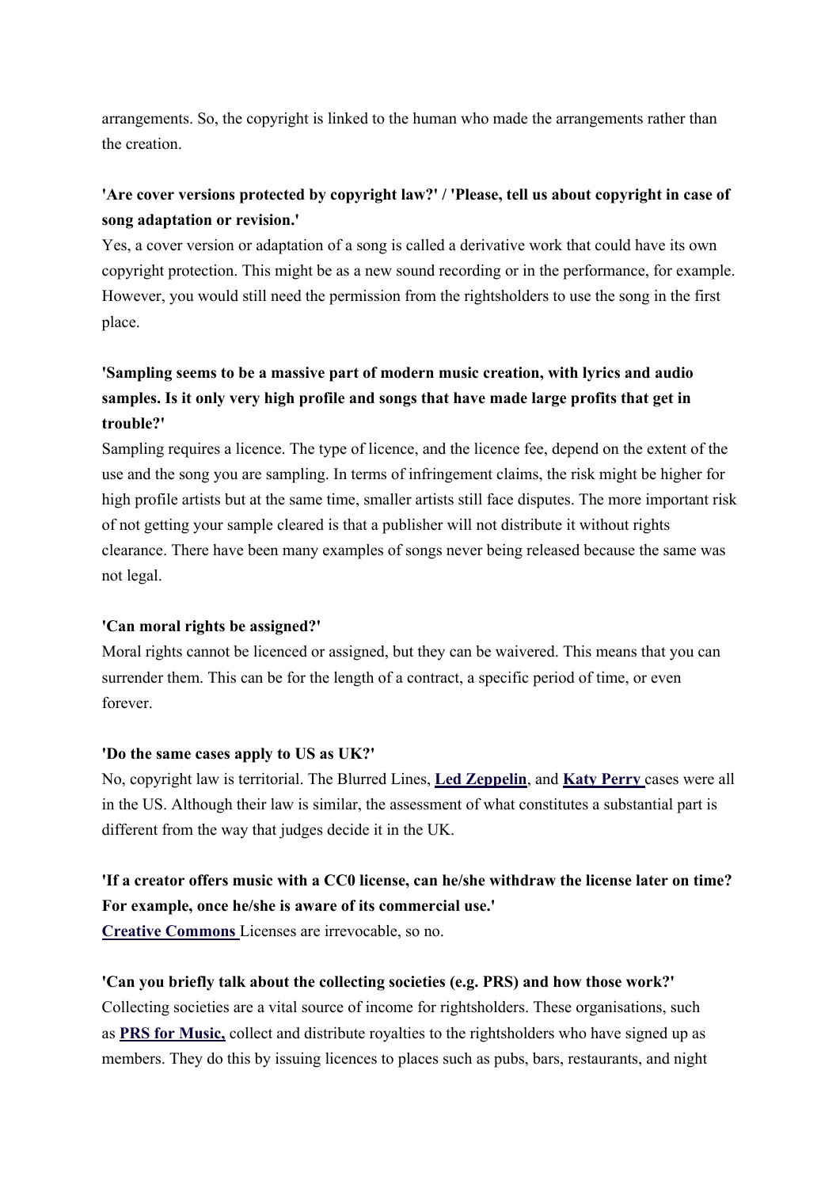arrangements. So, the copyright is linked to the human who made the arrangements rather than the creation.

**'Are cover versions protected by copyright law?' / 'Please, tell us about copyright in case of song adaptation or revision.'**

Yes, a cover version or adaptation of a song is called a derivative work that could have its own copyright protection. This might be as a new sound recording or in the performance, for example. However, you would still need the permission from the rightsholders to use the song in the first place.

**'Sampling seems to be a massive part of modern music creation, with lyrics and audio samples. Is it only very high profile and songs that have made large profits that get in trouble?'**

Sampling requires a licence. The type of licence, and the licence fee, depend on the extent of the use and the song you are sampling. In terms of infringement claims, the risk might be higher for high profile artists but at the same time, smaller artists still face disputes. The more important risk of not getting your sample cleared is that a publisher will not distribute it without rights clearance. There have been many examples of songs never being released because the same was not legal.

**'Can moral rights be assigned?'**

Moral rights cannot be licenced or assigned, but they can be waivered. This means that you can surrender them. This can be for the length of a contract, a specific period of time, or even forever.

**'Do the same cases apply to US as UK?'**

No, copyright law is territorial. The Blurred Lines, **Led Zeppelin**, and **Katy Perry** cases were all in the US. Although their law is similar, the assessment of what constitutes a substantial part is different from the way that judges decide it in the UK.

**'If a creator offers music with a CC0 license, can he/she withdraw the license later on time? For example, once he/she is aware of its commercial use.'**

**Creative Commons** Licenses are irrevocable, so no.

**'Can you briefly talk about the collecting societies (e.g. PRS) and how those work?'**

Collecting societies are a vital source of income for rightsholders. These organisations, such as **PRS for Music,** collect and distribute royalties to the rightsholders who have signed up as members. They do this by issuing licences to places such as pubs, bars, restaurants, and night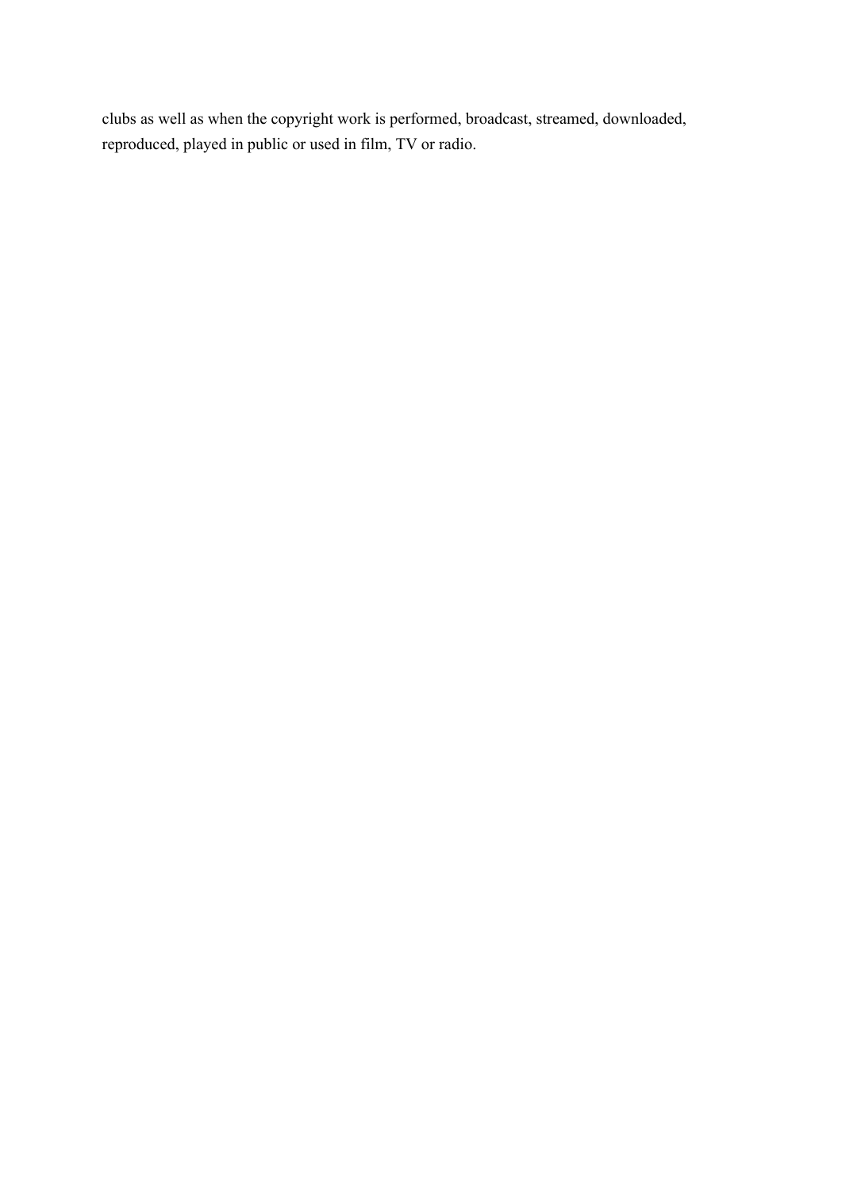clubs as well as when the copyright work is performed, broadcast, streamed, downloaded, reproduced, played in public or used in film, TV or radio.